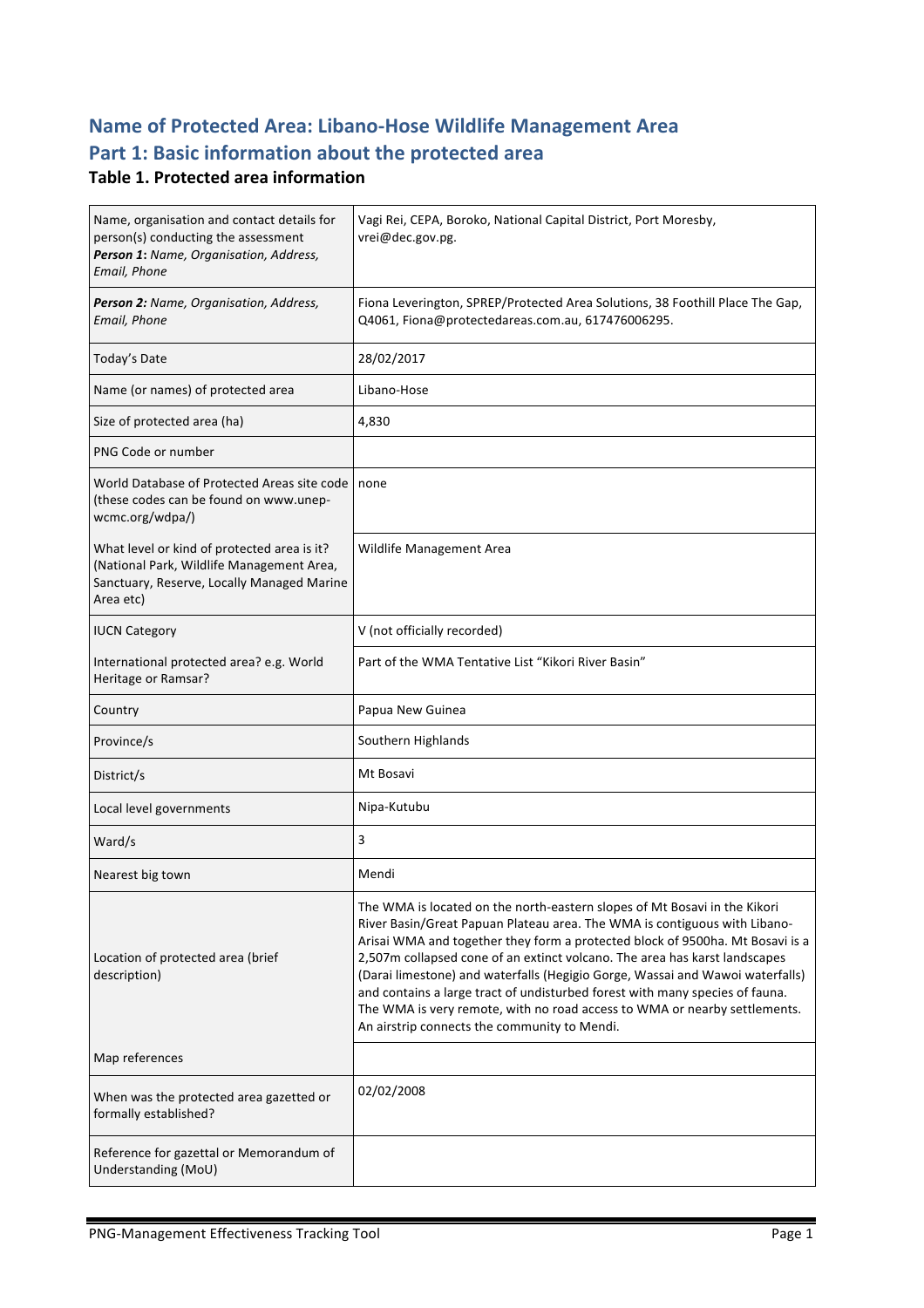# Name of Protected Area: Libano-Hose Wildlife Management Area

# Part 1: Basic information about the protected area

### Table 1. Protected area information

| | |
|---|---|
| Name, organisation and contact details for person(s) conducting the assessment **_Person 1_**: _Name, Organisation, Address, Email, Phone_ | Vagi Rei, CEPA, Boroko, National Capital District, Port Moresby, vrei@dec.gov.pg. |
| **_Person 2:_** _Name, Organisation, Address, Email, Phone_ | Fiona Leverington, SPREP/Protected Area Solutions, 38 Foothill Place The Gap, Q4061, Fiona@protectedareas.com.au, 617476006295. |
| Today's Date | 28/02/2017 |
| Name (or names) of protected area | Libano-Hose |
| Size of protected area (ha) | 4,830 |
| PNG Code or number | |
| World Database of Protected Areas site code (these codes can be found on www.unep-wcmc.org/wdpa/) | none |
| What level or kind of protected area is it? (National Park, Wildlife Management Area, Sanctuary, Reserve, Locally Managed Marine Area etc) | Wildlife Management Area |
| IUCN Category | V (not officially recorded) |
| International protected area? e.g. World Heritage or Ramsar? | Part of the WMA Tentative List "Kikori River Basin" |
| Country | Papua New Guinea |
| Province/s | Southern Highlands |
| District/s | Mt Bosavi |
| Local level governments | Nipa-Kutubu |
| Ward/s | 3 |
| Nearest big town | Mendi |
| Location of protected area (brief description) | The WMA is located on the north-eastern slopes of Mt Bosavi in the Kikori River Basin/Great Papuan Plateau area. The WMA is contiguous with Libano-Arisai WMA and together they form a protected block of 9500ha. Mt Bosavi is a 2,507m collapsed cone of an extinct volcano. The area has karst landscapes (Darai limestone) and waterfalls (Hegigio Gorge, Wassai and Wawoi waterfalls) and contains a large tract of undisturbed forest with many species of fauna. The WMA is very remote, with no road access to WMA or nearby settlements. An airstrip connects the community to Mendi. |
| Map references | |
| When was the protected area gazetted or formally established? | 02/02/2008 |
| Reference for gazettal or Memorandum of Understanding (MoU) | |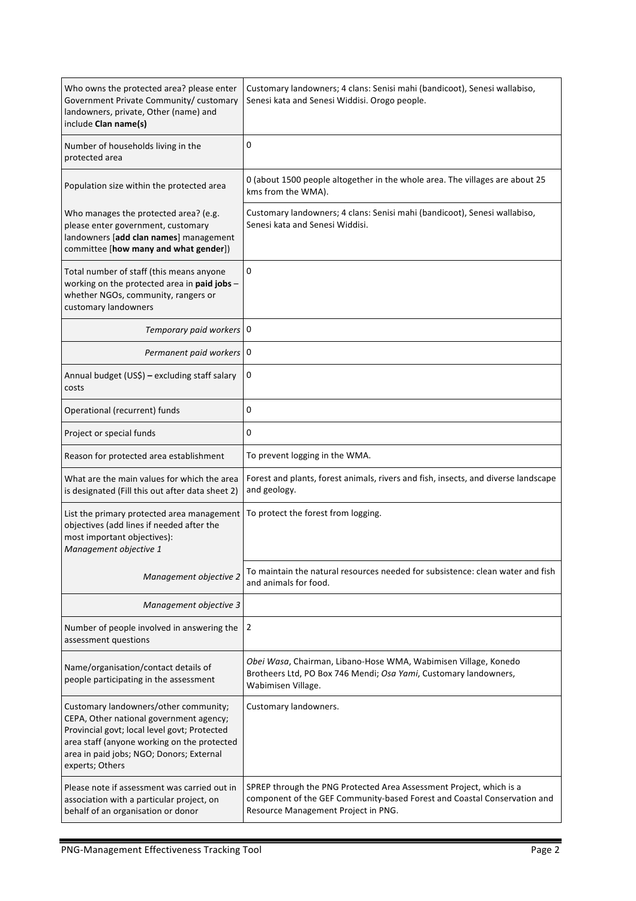| | |
|---|---|
| Who owns the protected area? please enter Government Private Community/ customary landowners, private, Other (name) and include **Clan name(s)** | Customary landowners; 4 clans: Senisi mahi (bandicoot), Senesi wallabiso, Senesi kata and Senesi Widdisi. Orogo people. |
| Number of households living in the protected area | 0 |
| Population size within the protected area | 0 (about 1500 people altogether in the whole area. The villages are about 25 kms from the WMA). |
| Who manages the protected area? (e.g. please enter government, customary landowners [**add clan names**] management committee [**how many and what gender**]) | Customary landowners; 4 clans: Senisi mahi (bandicoot), Senesi wallabiso, Senesi kata and Senesi Widdisi. |
| Total number of staff (this means anyone working on the protected area in **paid jobs** – whether NGOs, community, rangers or customary landowners | 0 |
| *Temporary paid workers* | 0 |
| *Permanent paid workers* | 0 |
| Annual budget (US$) **–** excluding staff salary costs | 0 |
| Operational (recurrent) funds | 0 |
| Project or special funds | 0 |
| Reason for protected area establishment | To prevent logging in the WMA. |
| What are the main values for which the area is designated (Fill this out after data sheet 2) | Forest and plants, forest animals, rivers and fish, insects, and diverse landscape and geology. |
| List the primary protected area management objectives (add lines if needed after the most important objectives): *Management objective 1* | To protect the forest from logging. |
| *Management objective 2* | To maintain the natural resources needed for subsistence: clean water and fish and animals for food. |
| *Management objective 3* | |
| Number of people involved in answering the assessment questions | 2 |
| Name/organisation/contact details of people participating in the assessment | *Obei Wasa*, Chairman, Libano-Hose WMA, Wabimisen Village, Konedo Brotheers Ltd, PO Box 746 Mendi; *Osa Yami*, Customary landowners, Wabimisen Village. |
| Customary landowners/other community; CEPA, Other national government agency; Provincial govt; local level govt; Protected area staff (anyone working on the protected area in paid jobs; NGO; Donors; External experts; Others | Customary landowners. |
| Please note if assessment was carried out in association with a particular project, on behalf of an organisation or donor | SPREP through the PNG Protected Area Assessment Project, which is a component of the GEF Community-based Forest and Coastal Conservation and Resource Management Project in PNG. |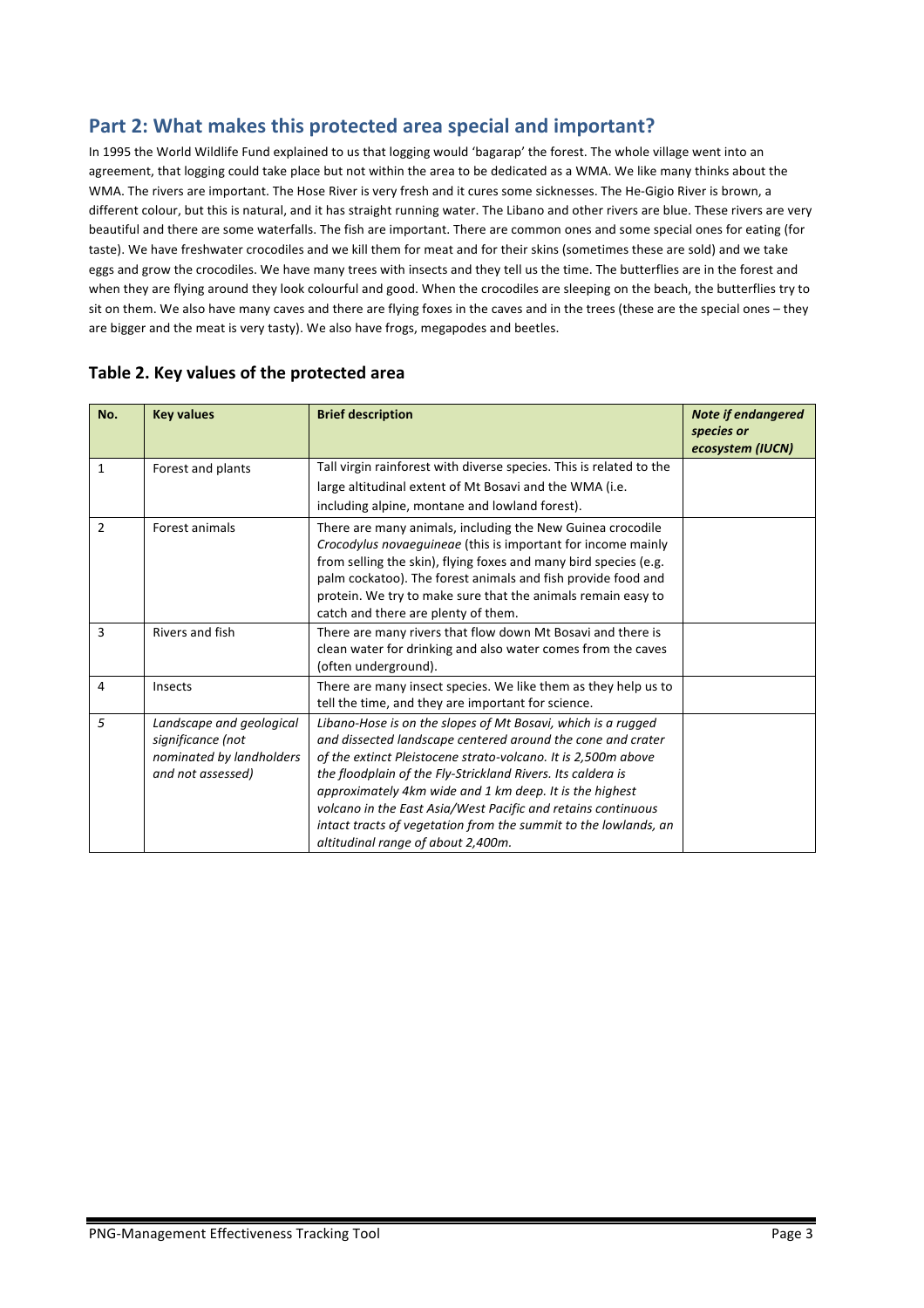## Part 2: What makes this protected area special and important?

In 1995 the World Wildlife Fund explained to us that logging would 'bagarap' the forest. The whole village went into an agreement, that logging could take place but not within the area to be dedicated as a WMA. We like many thinks about the WMA. The rivers are important. The Hose River is very fresh and it cures some sicknesses. The He-Gigio River is brown, a different colour, but this is natural, and it has straight running water. The Libano and other rivers are blue. These rivers are very beautiful and there are some waterfalls. The fish are important. There are common ones and some special ones for eating (for taste). We have freshwater crocodiles and we kill them for meat and for their skins (sometimes these are sold) and we take eggs and grow the crocodiles. We have many trees with insects and they tell us the time. The butterflies are in the forest and when they are flying around they look colourful and good. When the crocodiles are sleeping on the beach, the butterflies try to sit on them. We also have many caves and there are flying foxes in the caves and in the trees (these are the special ones – they are bigger and the meat is very tasty). We also have frogs, megapodes and beetles.

### Table 2. Key values of the protected area

| No. | Key values | Brief description | *Note if endangered species or ecosystem (IUCN)* |
|---|---|---|---|
| 1 | Forest and plants | Tall virgin rainforest with diverse species. This is related to the large altitudinal extent of Mt Bosavi and the WMA (i.e. including alpine, montane and lowland forest). | |
| 2 | Forest animals | There are many animals, including the New Guinea crocodile *Crocodylus novaeguineae* (this is important for income mainly from selling the skin), flying foxes and many bird species (e.g. palm cockatoo). The forest animals and fish provide food and protein. We try to make sure that the animals remain easy to catch and there are plenty of them. | |
| 3 | Rivers and fish | There are many rivers that flow down Mt Bosavi and there is clean water for drinking and also water comes from the caves (often underground). | |
| 4 | Insects | There are many insect species. We like them as they help us to tell the time, and they are important for science. | |
| *5* | *Landscape and geological significance (not nominated by landholders and not assessed)* | *Libano-Hose is on the slopes of Mt Bosavi, which is a rugged and dissected landscape centered around the cone and crater of the extinct Pleistocene strato-volcano. It is 2,500m above the floodplain of the Fly-Strickland Rivers. Its caldera is approximately 4km wide and 1 km deep. It is the highest volcano in the East Asia/West Pacific and retains continuous intact tracts of vegetation from the summit to the lowlands, an altitudinal range of about 2,400m.* | |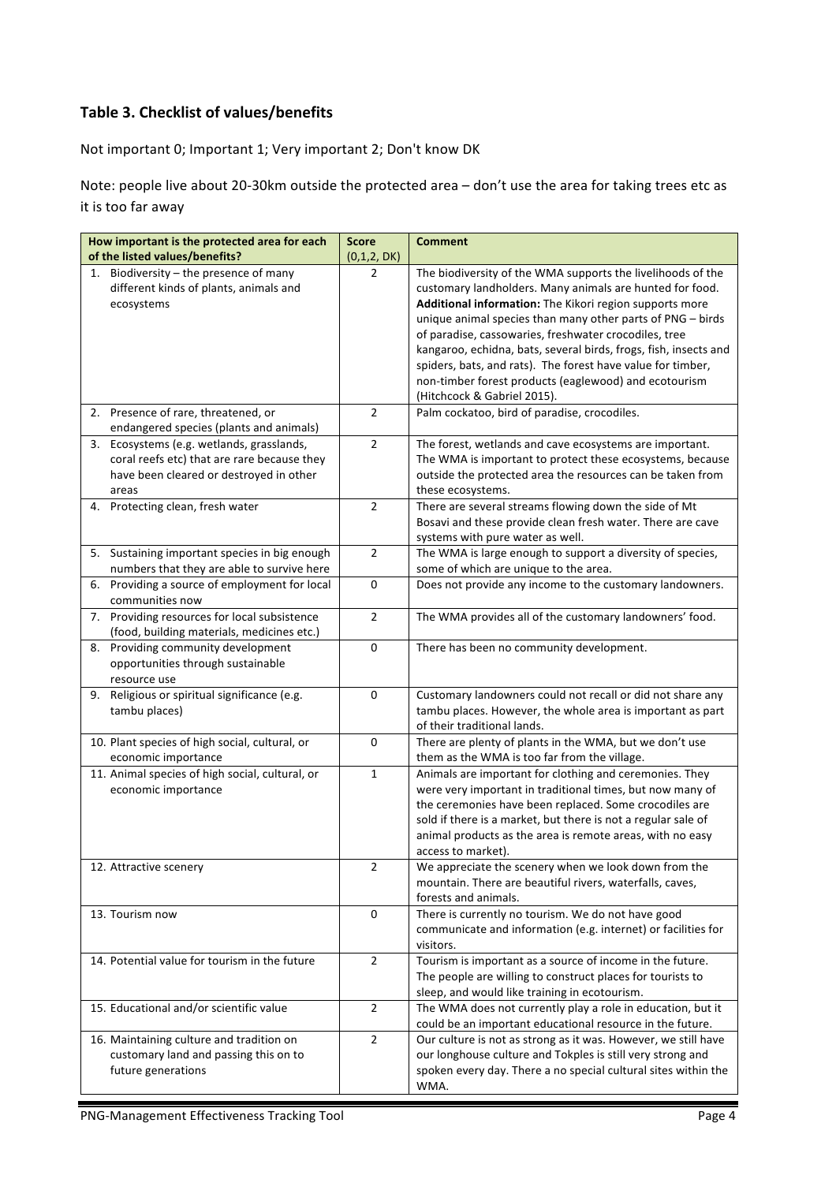## Table 3. Checklist of values/benefits

Not important 0; Important 1; Very important 2; Don't know DK

Note: people live about 20-30km outside the protected area – don't use the area for taking trees etc as it is too far away

| How important is the protected area for each of the listed values/benefits? | Score (0,1,2, DK) | Comment |
|---|---|---|
| 1. Biodiversity – the presence of many different kinds of plants, animals and ecosystems | 2 | The biodiversity of the WMA supports the livelihoods of the customary landholders. Many animals are hunted for food. **Additional information:** The Kikori region supports more unique animal species than many other parts of PNG – birds of paradise, cassowaries, freshwater crocodiles, tree kangaroo, echidna, bats, several birds, frogs, fish, insects and spiders, bats, and rats). The forest have value for timber, non-timber forest products (eaglewood) and ecotourism (Hitchcock & Gabriel 2015). |
| 2. Presence of rare, threatened, or endangered species (plants and animals) | 2 | Palm cockatoo, bird of paradise, crocodiles. |
| 3. Ecosystems (e.g. wetlands, grasslands, coral reefs etc) that are rare because they have been cleared or destroyed in other areas | 2 | The forest, wetlands and cave ecosystems are important. The WMA is important to protect these ecosystems, because outside the protected area the resources can be taken from these ecosystems. |
| 4. Protecting clean, fresh water | 2 | There are several streams flowing down the side of Mt Bosavi and these provide clean fresh water. There are cave systems with pure water as well. |
| 5. Sustaining important species in big enough numbers that they are able to survive here | 2 | The WMA is large enough to support a diversity of species, some of which are unique to the area. |
| 6. Providing a source of employment for local communities now | 0 | Does not provide any income to the customary landowners. |
| 7. Providing resources for local subsistence (food, building materials, medicines etc.) | 2 | The WMA provides all of the customary landowners' food. |
| 8. Providing community development opportunities through sustainable resource use | 0 | There has been no community development. |
| 9. Religious or spiritual significance (e.g. tambu places) | 0 | Customary landowners could not recall or did not share any tambu places. However, the whole area is important as part of their traditional lands. |
| 10. Plant species of high social, cultural, or economic importance | 0 | There are plenty of plants in the WMA, but we don't use them as the WMA is too far from the village. |
| 11. Animal species of high social, cultural, or economic importance | 1 | Animals are important for clothing and ceremonies. They were very important in traditional times, but now many of the ceremonies have been replaced. Some crocodiles are sold if there is a market, but there is not a regular sale of animal products as the area is remote areas, with no easy access to market). |
| 12. Attractive scenery | 2 | We appreciate the scenery when we look down from the mountain. There are beautiful rivers, waterfalls, caves, forests and animals. |
| 13. Tourism now | 0 | There is currently no tourism. We do not have good communicate and information (e.g. internet) or facilities for visitors. |
| 14. Potential value for tourism in the future | 2 | Tourism is important as a source of income in the future. The people are willing to construct places for tourists to sleep, and would like training in ecotourism. |
| 15. Educational and/or scientific value | 2 | The WMA does not currently play a role in education, but it could be an important educational resource in the future. |
| 16. Maintaining culture and tradition on customary land and passing this on to future generations | 2 | Our culture is not as strong as it was. However, we still have our longhouse culture and Tokples is still very strong and spoken every day. There a no special cultural sites within the WMA. |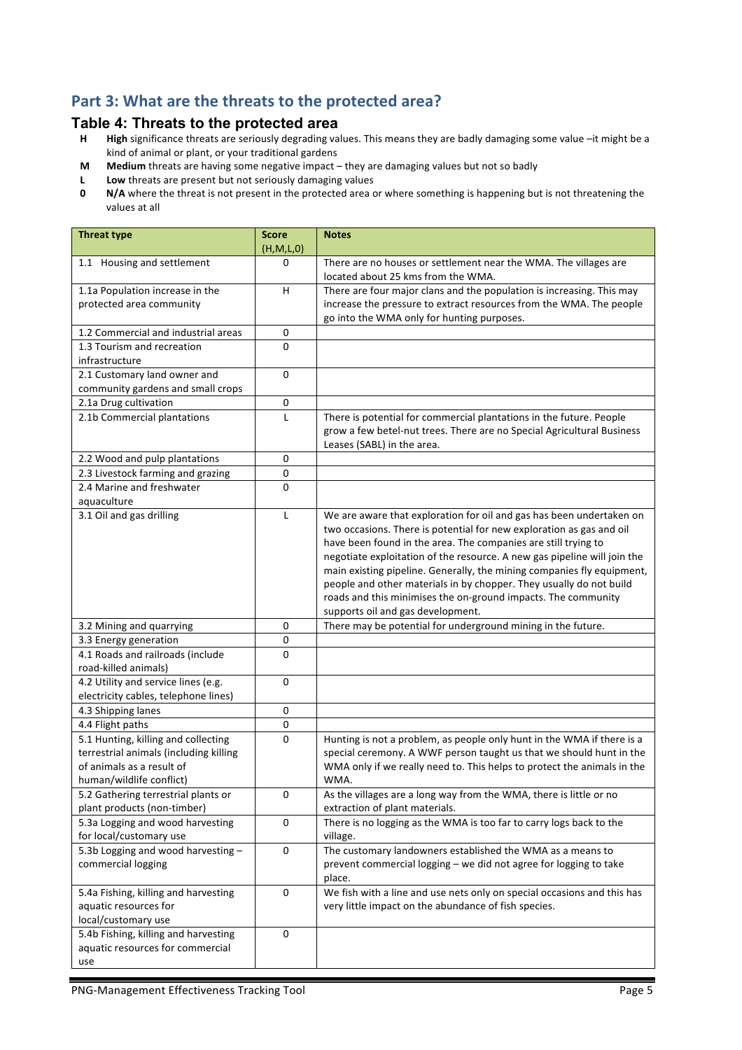## Part 3: What are the threats to the protected area?

### Table 4: Threats to the protected area

- **H** **High** significance threats are seriously degrading values. This means they are badly damaging some value –it might be a kind of animal or plant, or your traditional gardens
- **M** **Medium** threats are having some negative impact – they are damaging values but not so badly
- **L** **Low** threats are present but not seriously damaging values
- **0** **N/A** where the threat is not present in the protected area or where something is happening but is not threatening the values at all

| Threat type | Score (H,M,L,0) | Notes |
|---|---|---|
| 1.1 Housing and settlement | 0 | There are no houses or settlement near the WMA. The villages are located about 25 kms from the WMA. |
| 1.1a Population increase in the protected area community | H | There are four major clans and the population is increasing. This may increase the pressure to extract resources from the WMA. The people go into the WMA only for hunting purposes. |
| 1.2 Commercial and industrial areas | 0 | |
| 1.3 Tourism and recreation infrastructure | 0 | |
| 2.1 Customary land owner and community gardens and small crops | 0 | |
| 2.1a Drug cultivation | 0 | |
| 2.1b Commercial plantations | L | There is potential for commercial plantations in the future. People grow a few betel-nut trees. There are no Special Agricultural Business Leases (SABL) in the area. |
| 2.2 Wood and pulp plantations | 0 | |
| 2.3 Livestock farming and grazing | 0 | |
| 2.4 Marine and freshwater aquaculture | 0 | |
| 3.1 Oil and gas drilling | L | We are aware that exploration for oil and gas has been undertaken on two occasions. There is potential for new exploration as gas and oil have been found in the area. The companies are still trying to negotiate exploitation of the resource. A new gas pipeline will join the main existing pipeline. Generally, the mining companies fly equipment, people and other materials in by chopper. They usually do not build roads and this minimises the on-ground impacts. The community supports oil and gas development. |
| 3.2 Mining and quarrying | 0 | There may be potential for underground mining in the future. |
| 3.3 Energy generation | 0 | |
| 4.1 Roads and railroads (include road-killed animals) | 0 | |
| 4.2 Utility and service lines (e.g. electricity cables, telephone lines) | 0 | |
| 4.3 Shipping lanes | 0 | |
| 4.4 Flight paths | 0 | |
| 5.1 Hunting, killing and collecting terrestrial animals (including killing of animals as a result of human/wildlife conflict) | 0 | Hunting is not a problem, as people only hunt in the WMA if there is a special ceremony. A WWF person taught us that we should hunt in the WMA only if we really need to. This helps to protect the animals in the WMA. |
| 5.2 Gathering terrestrial plants or plant products (non-timber) | 0 | As the villages are a long way from the WMA, there is little or no extraction of plant materials. |
| 5.3a Logging and wood harvesting for local/customary use | 0 | There is no logging as the WMA is too far to carry logs back to the village. |
| 5.3b Logging and wood harvesting – commercial logging | 0 | The customary landowners established the WMA as a means to prevent commercial logging – we did not agree for logging to take place. |
| 5.4a Fishing, killing and harvesting aquatic resources for local/customary use | 0 | We fish with a line and use nets only on special occasions and this has very little impact on the abundance of fish species. |
| 5.4b Fishing, killing and harvesting aquatic resources for commercial use | 0 | |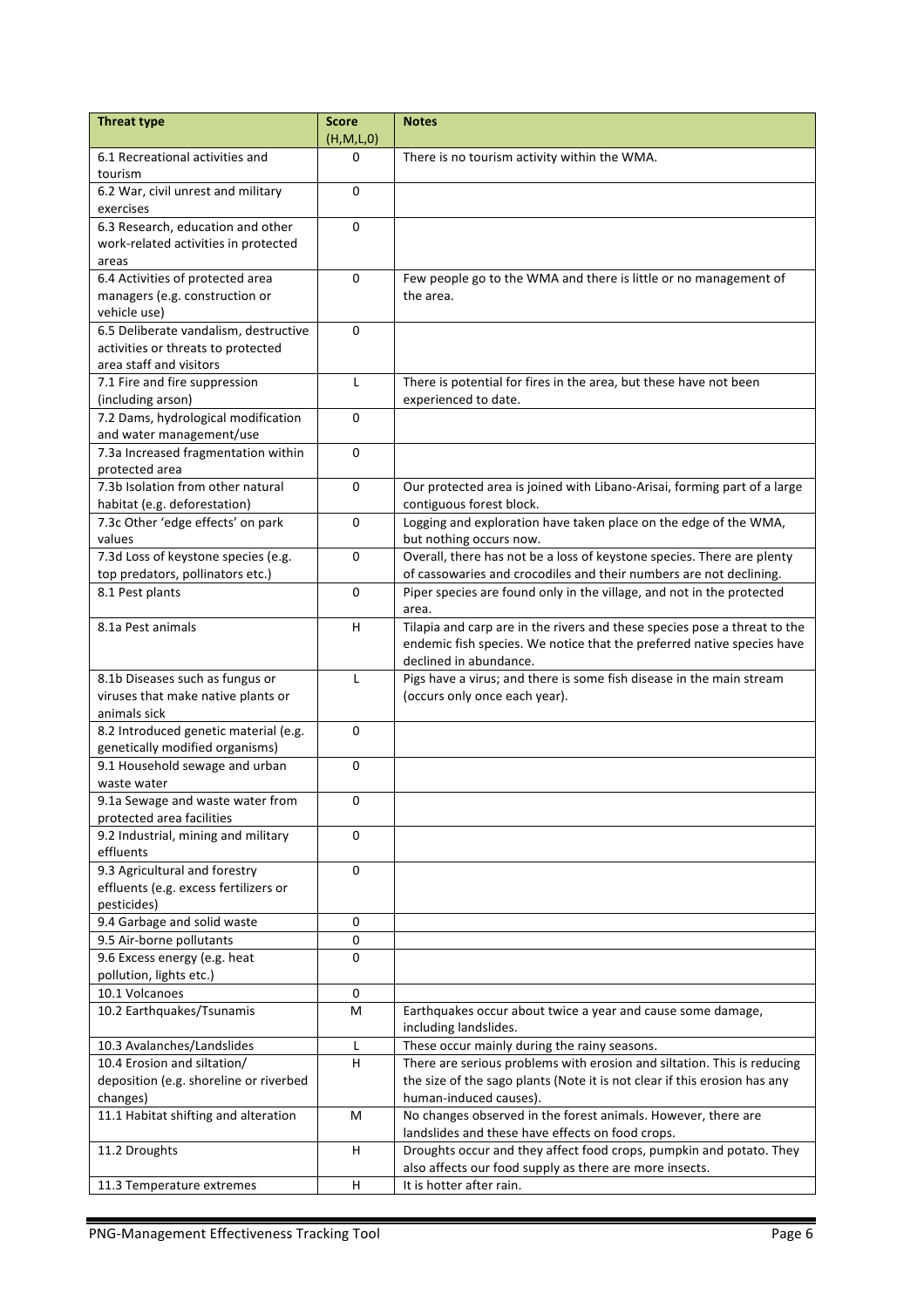| Threat type | Score (H,M,L,0) | Notes |
|---|---|---|
| 6.1 Recreational activities and tourism | 0 | There is no tourism activity within the WMA. |
| 6.2 War, civil unrest and military exercises | 0 | |
| 6.3 Research, education and other work-related activities in protected areas | 0 | |
| 6.4 Activities of protected area managers (e.g. construction or vehicle use) | 0 | Few people go to the WMA and there is little or no management of the area. |
| 6.5 Deliberate vandalism, destructive activities or threats to protected area staff and visitors | 0 | |
| 7.1 Fire and fire suppression (including arson) | L | There is potential for fires in the area, but these have not been experienced to date. |
| 7.2 Dams, hydrological modification and water management/use | 0 | |
| 7.3a Increased fragmentation within protected area | 0 | |
| 7.3b Isolation from other natural habitat (e.g. deforestation) | 0 | Our protected area is joined with Libano-Arisai, forming part of a large contiguous forest block. |
| 7.3c Other 'edge effects' on park values | 0 | Logging and exploration have taken place on the edge of the WMA, but nothing occurs now. |
| 7.3d Loss of keystone species (e.g. top predators, pollinators etc.) | 0 | Overall, there has not be a loss of keystone species. There are plenty of cassowaries and crocodiles and their numbers are not declining. |
| 8.1 Pest plants | 0 | Piper species are found only in the village, and not in the protected area. |
| 8.1a Pest animals | H | Tilapia and carp are in the rivers and these species pose a threat to the endemic fish species. We notice that the preferred native species have declined in abundance. |
| 8.1b Diseases such as fungus or viruses that make native plants or animals sick | L | Pigs have a virus; and there is some fish disease in the main stream (occurs only once each year). |
| 8.2 Introduced genetic material (e.g. genetically modified organisms) | 0 | |
| 9.1 Household sewage and urban waste water | 0 | |
| 9.1a Sewage and waste water from protected area facilities | 0 | |
| 9.2 Industrial, mining and military effluents | 0 | |
| 9.3 Agricultural and forestry effluents (e.g. excess fertilizers or pesticides) | 0 | |
| 9.4 Garbage and solid waste | 0 | |
| 9.5 Air-borne pollutants | 0 | |
| 9.6 Excess energy (e.g. heat pollution, lights etc.) | 0 | |
| 10.1 Volcanoes | 0 | |
| 10.2 Earthquakes/Tsunamis | M | Earthquakes occur about twice a year and cause some damage, including landslides. |
| 10.3 Avalanches/Landslides | L | These occur mainly during the rainy seasons. |
| 10.4 Erosion and siltation/ deposition (e.g. shoreline or riverbed changes) | H | There are serious problems with erosion and siltation. This is reducing the size of the sago plants (Note it is not clear if this erosion has any human-induced causes). |
| 11.1 Habitat shifting and alteration | M | No changes observed in the forest animals. However, there are landslides and these have effects on food crops. |
| 11.2 Droughts | H | Droughts occur and they affect food crops, pumpkin and potato. They also affects our food supply as there are more insects. |
| 11.3 Temperature extremes | H | It is hotter after rain. |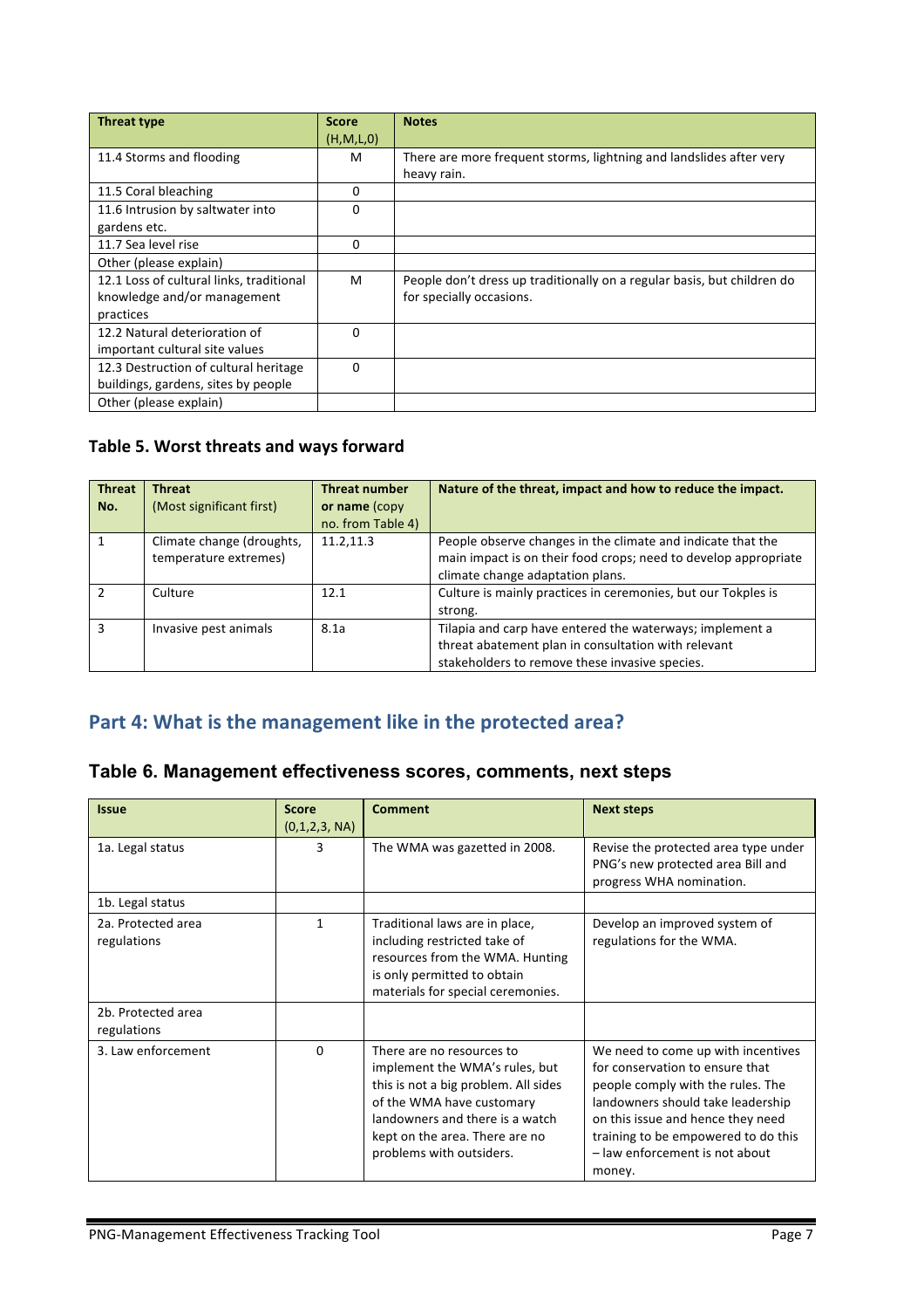| Threat type | Score (H,M,L,0) | Notes |
| --- | --- | --- |
| 11.4 Storms and flooding | M | There are more frequent storms, lightning and landslides after very heavy rain. |
| 11.5 Coral bleaching | 0 | |
| 11.6 Intrusion by saltwater into gardens etc. | 0 | |
| 11.7 Sea level rise | 0 | |
| Other (please explain) | | |
| 12.1 Loss of cultural links, traditional knowledge and/or management practices | M | People don't dress up traditionally on a regular basis, but children do for specially occasions. |
| 12.2 Natural deterioration of important cultural site values | 0 | |
| 12.3 Destruction of cultural heritage buildings, gardens, sites by people | 0 | |
| Other (please explain) | | |

### Table 5. Worst threats and ways forward

| Threat No. | Threat (Most significant first) | Threat number or name (copy no. from Table 4) | Nature of the threat, impact and how to reduce the impact. |
| --- | --- | --- | --- |
| 1 | Climate change (droughts, temperature extremes) | 11.2,11.3 | People observe changes in the climate and indicate that the main impact is on their food crops; need to develop appropriate climate change adaptation plans. |
| 2 | Culture | 12.1 | Culture is mainly practices in ceremonies, but our Tokples is strong. |
| 3 | Invasive pest animals | 8.1a | Tilapia and carp have entered the waterways; implement a threat abatement plan in consultation with relevant stakeholders to remove these invasive species. |

## Part 4: What is the management like in the protected area?

### Table 6. Management effectiveness scores, comments, next steps

| Issue | Score (0,1,2,3, NA) | Comment | Next steps |
| --- | --- | --- | --- |
| 1a. Legal status | 3 | The WMA was gazetted in 2008. | Revise the protected area type under PNG's new protected area Bill and progress WHA nomination. |
| 1b. Legal status | | | |
| 2a. Protected area regulations | 1 | Traditional laws are in place, including restricted take of resources from the WMA. Hunting is only permitted to obtain materials for special ceremonies. | Develop an improved system of regulations for the WMA. |
| 2b. Protected area regulations | | | |
| 3. Law enforcement | 0 | There are no resources to implement the WMA's rules, but this is not a big problem. All sides of the WMA have customary landowners and there is a watch kept on the area. There are no problems with outsiders. | We need to come up with incentives for conservation to ensure that people comply with the rules. The landowners should take leadership on this issue and hence they need training to be empowered to do this – law enforcement is not about money. |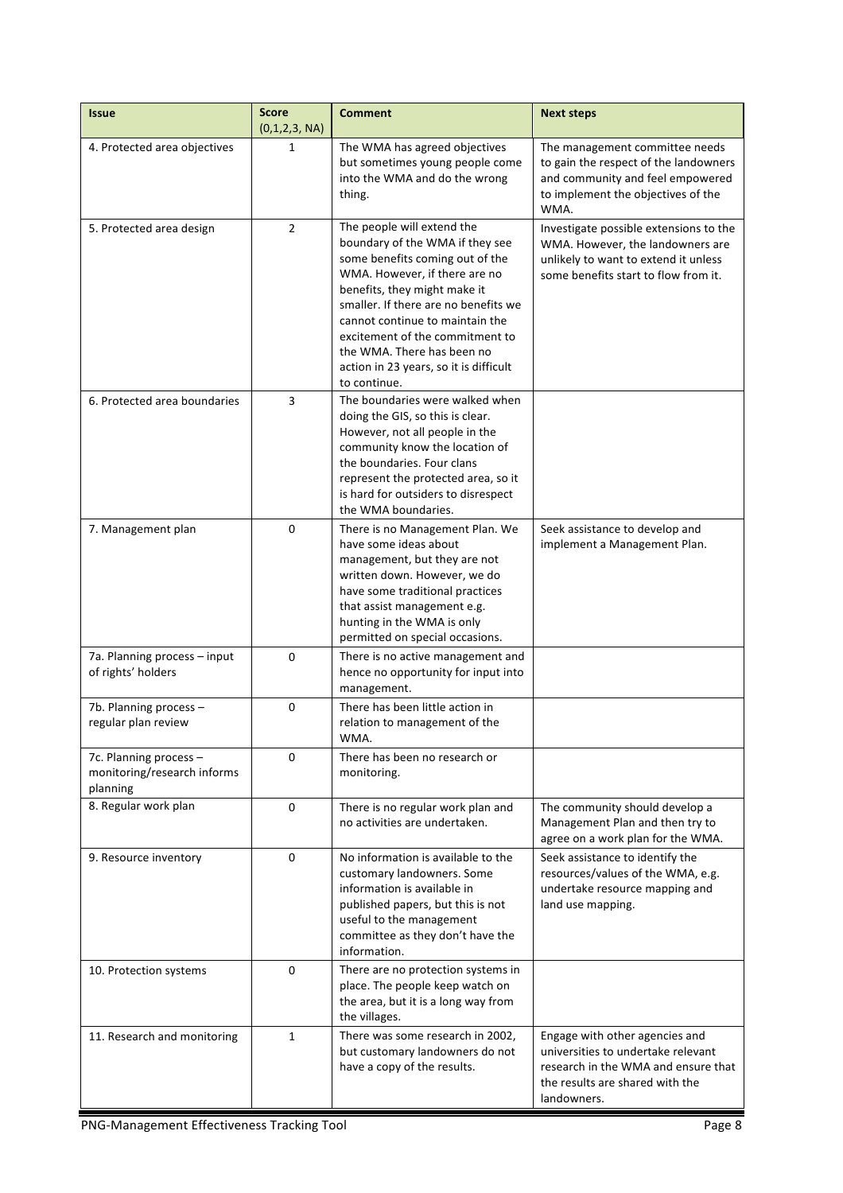| Issue | Score (0,1,2,3, NA) | Comment | Next steps |
|---|---|---|---|
| 4. Protected area objectives | 1 | The WMA has agreed objectives but sometimes young people come into the WMA and do the wrong thing. | The management committee needs to gain the respect of the landowners and community and feel empowered to implement the objectives of the WMA. |
| 5. Protected area design | 2 | The people will extend the boundary of the WMA if they see some benefits coming out of the WMA. However, if there are no benefits, they might make it smaller. If there are no benefits we cannot continue to maintain the excitement of the commitment to the WMA. There has been no action in 23 years, so it is difficult to continue. | Investigate possible extensions to the WMA. However, the landowners are unlikely to want to extend it unless some benefits start to flow from it. |
| 6. Protected area boundaries | 3 | The boundaries were walked when doing the GIS, so this is clear. However, not all people in the community know the location of the boundaries. Four clans represent the protected area, so it is hard for outsiders to disrespect the WMA boundaries. | |
| 7. Management plan | 0 | There is no Management Plan. We have some ideas about management, but they are not written down. However, we do have some traditional practices that assist management e.g. hunting in the WMA is only permitted on special occasions. | Seek assistance to develop and implement a Management Plan. |
| 7a. Planning process – input of rights' holders | 0 | There is no active management and hence no opportunity for input into management. | |
| 7b. Planning process – regular plan review | 0 | There has been little action in relation to management of the WMA. | |
| 7c. Planning process – monitoring/research informs planning | 0 | There has been no research or monitoring. | |
| 8. Regular work plan | 0 | There is no regular work plan and no activities are undertaken. | The community should develop a Management Plan and then try to agree on a work plan for the WMA. |
| 9. Resource inventory | 0 | No information is available to the customary landowners. Some information is available in published papers, but this is not useful to the management committee as they don't have the information. | Seek assistance to identify the resources/values of the WMA, e.g. undertake resource mapping and land use mapping. |
| 10. Protection systems | 0 | There are no protection systems in place. The people keep watch on the area, but it is a long way from the villages. | |
| 11. Research and monitoring | 1 | There was some research in 2002, but customary landowners do not have a copy of the results. | Engage with other agencies and universities to undertake relevant research in the WMA and ensure that the results are shared with the landowners. |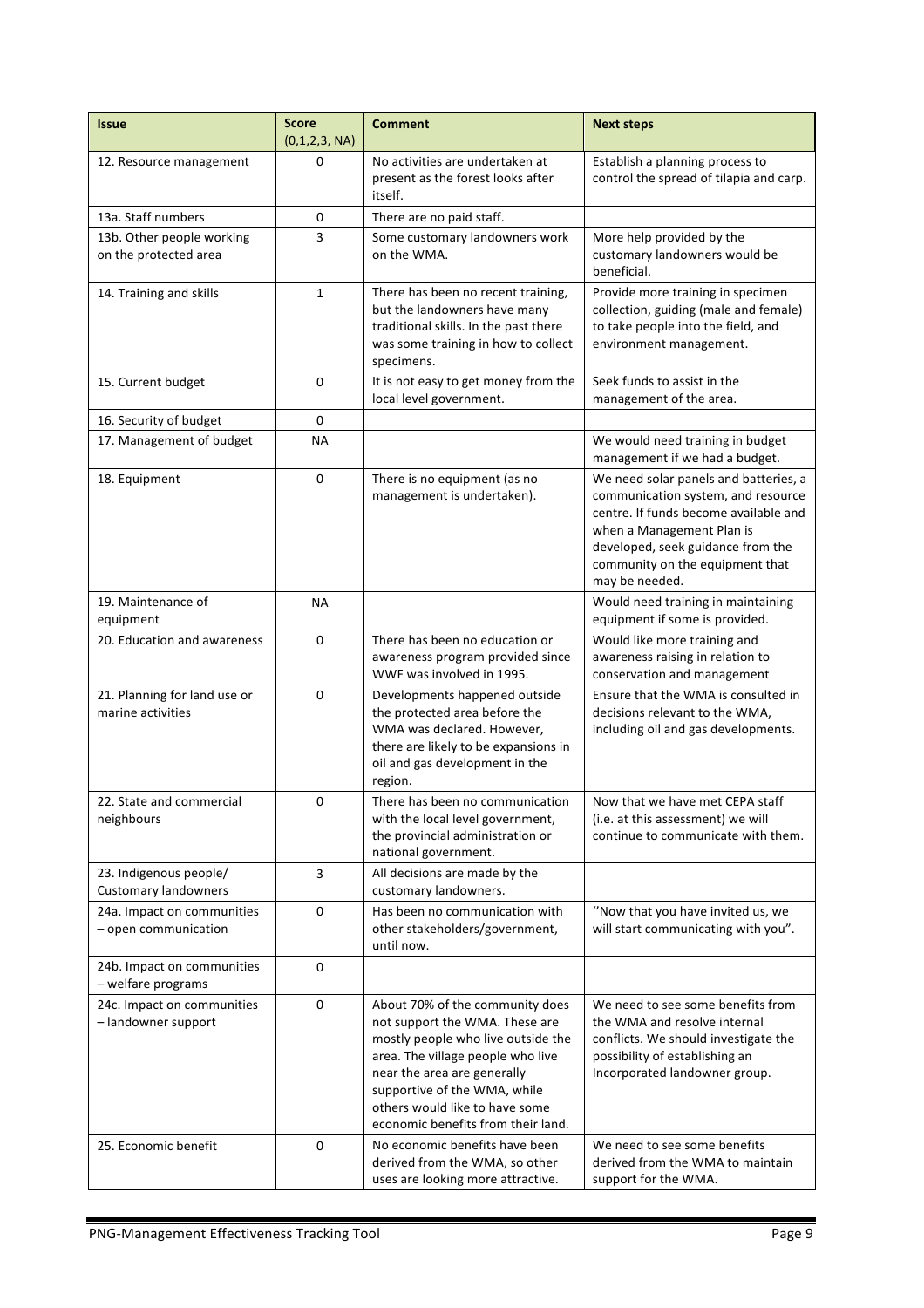| Issue | Score (0,1,2,3, NA) | Comment | Next steps |
|---|---|---|---|
| 12. Resource management | 0 | No activities are undertaken at present as the forest looks after itself. | Establish a planning process to control the spread of tilapia and carp. |
| 13a. Staff numbers | 0 | There are no paid staff. | |
| 13b. Other people working on the protected area | 3 | Some customary landowners work on the WMA. | More help provided by the customary landowners would be beneficial. |
| 14. Training and skills | 1 | There has been no recent training, but the landowners have many traditional skills. In the past there was some training in how to collect specimens. | Provide more training in specimen collection, guiding (male and female) to take people into the field, and environment management. |
| 15. Current budget | 0 | It is not easy to get money from the local level government. | Seek funds to assist in the management of the area. |
| 16. Security of budget | 0 | | |
| 17. Management of budget | NA | | We would need training in budget management if we had a budget. |
| 18. Equipment | 0 | There is no equipment (as no management is undertaken). | We need solar panels and batteries, a communication system, and resource centre. If funds become available and when a Management Plan is developed, seek guidance from the community on the equipment that may be needed. |
| 19. Maintenance of equipment | NA | | Would need training in maintaining equipment if some is provided. |
| 20. Education and awareness | 0 | There has been no education or awareness program provided since WWF was involved in 1995. | Would like more training and awareness raising in relation to conservation and management |
| 21. Planning for land use or marine activities | 0 | Developments happened outside the protected area before the WMA was declared. However, there are likely to be expansions in oil and gas development in the region. | Ensure that the WMA is consulted in decisions relevant to the WMA, including oil and gas developments. |
| 22. State and commercial neighbours | 0 | There has been no communication with the local level government, the provincial administration or national government. | Now that we have met CEPA staff (i.e. at this assessment) we will continue to communicate with them. |
| 23. Indigenous people/ Customary landowners | 3 | All decisions are made by the customary landowners. | |
| 24a. Impact on communities – open communication | 0 | Has been no communication with other stakeholders/government, until now. | "Now that you have invited us, we will start communicating with you". |
| 24b. Impact on communities – welfare programs | 0 | | |
| 24c. Impact on communities – landowner support | 0 | About 70% of the community does not support the WMA. These are mostly people who live outside the area. The village people who live near the area are generally supportive of the WMA, while others would like to have some economic benefits from their land. | We need to see some benefits from the WMA and resolve internal conflicts. We should investigate the possibility of establishing an Incorporated landowner group. |
| 25. Economic benefit | 0 | No economic benefits have been derived from the WMA, so other uses are looking more attractive. | We need to see some benefits derived from the WMA to maintain support for the WMA. |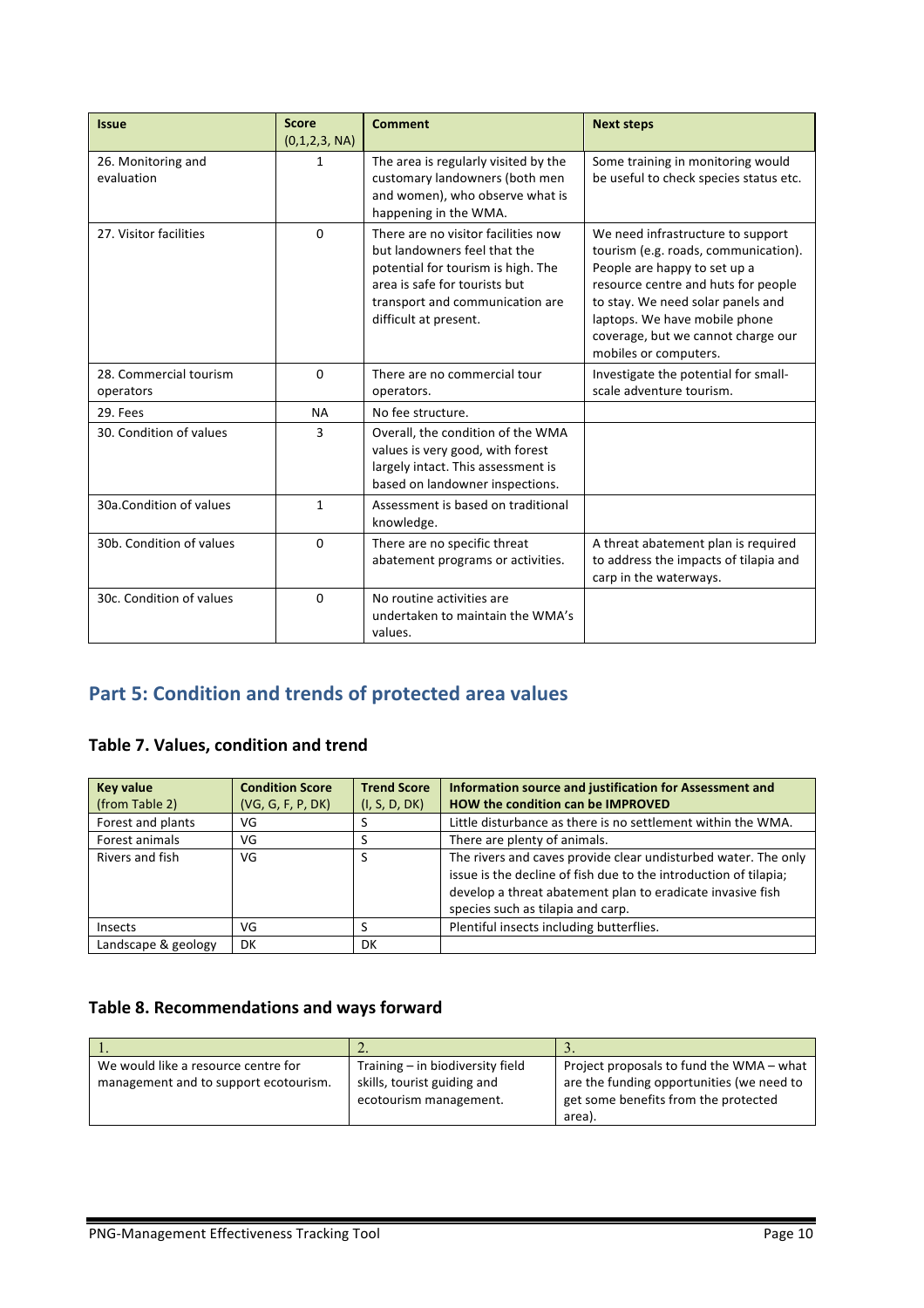| Issue | Score (0,1,2,3, NA) | Comment | Next steps |
|---|---|---|---|
| 26. Monitoring and evaluation | 1 | The area is regularly visited by the customary landowners (both men and women), who observe what is happening in the WMA. | Some training in monitoring would be useful to check species status etc. |
| 27. Visitor facilities | 0 | There are no visitor facilities now but landowners feel that the potential for tourism is high. The area is safe for tourists but transport and communication are difficult at present. | We need infrastructure to support tourism (e.g. roads, communication). People are happy to set up a resource centre and huts for people to stay. We need solar panels and laptops. We have mobile phone coverage, but we cannot charge our mobiles or computers. |
| 28. Commercial tourism operators | 0 | There are no commercial tour operators. | Investigate the potential for small-scale adventure tourism. |
| 29. Fees | NA | No fee structure. | |
| 30. Condition of values | 3 | Overall, the condition of the WMA values is very good, with forest largely intact. This assessment is based on landowner inspections. | |
| 30a.Condition of values | 1 | Assessment is based on traditional knowledge. | |
| 30b. Condition of values | 0 | There are no specific threat abatement programs or activities. | A threat abatement plan is required to address the impacts of tilapia and carp in the waterways. |
| 30c. Condition of values | 0 | No routine activities are undertaken to maintain the WMA's values. | |

## Part 5: Condition and trends of protected area values

### Table 7. Values, condition and trend

| Key value (from Table 2) | Condition Score (VG, G, F, P, DK) | Trend Score (I, S, D, DK) | Information source and justification for Assessment and HOW the condition can be IMPROVED |
|---|---|---|---|
| Forest and plants | VG | S | Little disturbance as there is no settlement within the WMA. |
| Forest animals | VG | S | There are plenty of animals. |
| Rivers and fish | VG | S | The rivers and caves provide clear undisturbed water. The only issue is the decline of fish due to the introduction of tilapia; develop a threat abatement plan to eradicate invasive fish species such as tilapia and carp. |
| Insects | VG | S | Plentiful insects including butterflies. |
| Landscape & geology | DK | DK | |

### Table 8. Recommendations and ways forward

| 1. | 2. | 3. |
|---|---|---|
| We would like a resource centre for management and to support ecotourism. | Training – in biodiversity field skills, tourist guiding and ecotourism management. | Project proposals to fund the WMA – what are the funding opportunities (we need to get some benefits from the protected area). |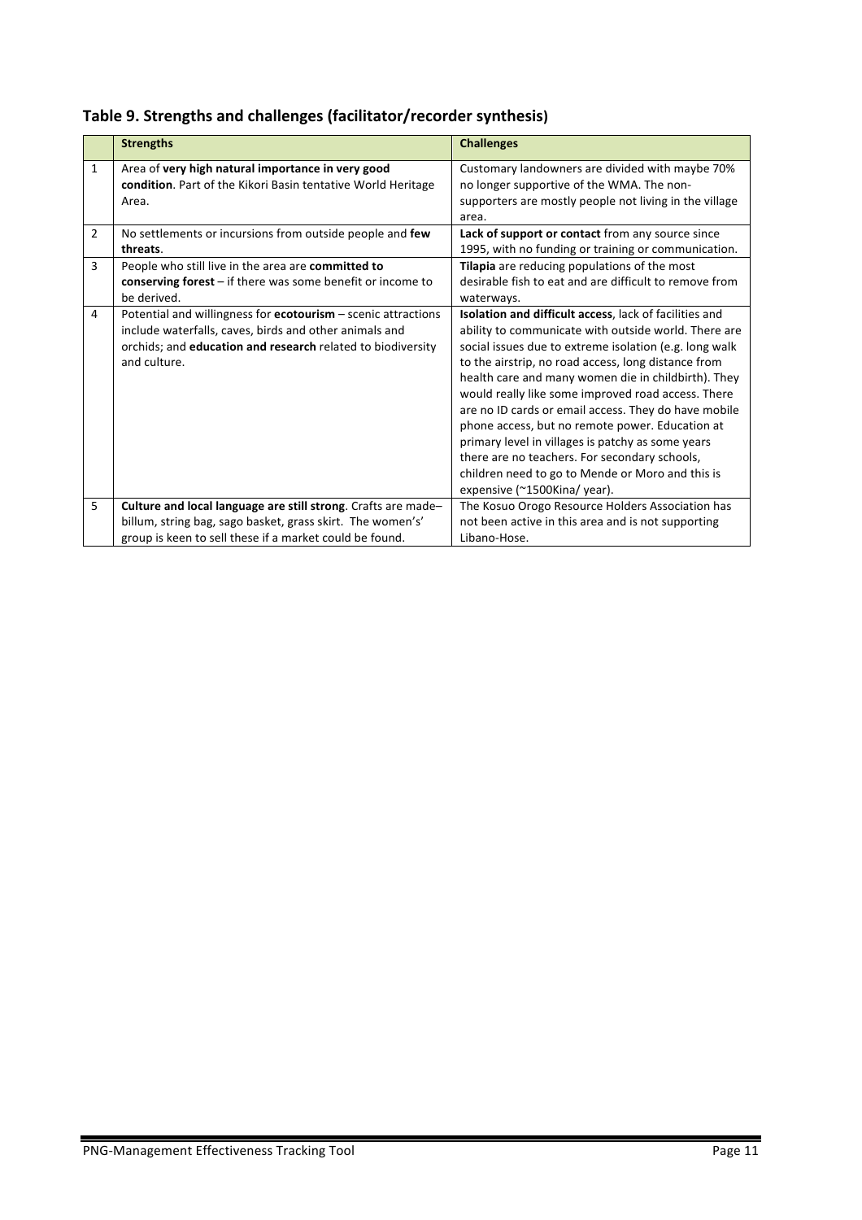## Table 9. Strengths and challenges (facilitator/recorder synthesis)

| | Strengths | Challenges |
|---|---|---|
| 1 | Area of **very high natural importance in very good condition**. Part of the Kikori Basin tentative World Heritage Area. | Customary landowners are divided with maybe 70% no longer supportive of the WMA. The non-supporters are mostly people not living in the village area. |
| 2 | No settlements or incursions from outside people and **few threats**. | **Lack of support or contact** from any source since 1995, with no funding or training or communication. |
| 3 | People who still live in the area are **committed to conserving forest** – if there was some benefit or income to be derived. | **Tilapia** are reducing populations of the most desirable fish to eat and are difficult to remove from waterways. |
| 4 | Potential and willingness for **ecotourism** – scenic attractions include waterfalls, caves, birds and other animals and orchids; and **education and research** related to biodiversity and culture. | **Isolation and difficult access**, lack of facilities and ability to communicate with outside world. There are social issues due to extreme isolation (e.g. long walk to the airstrip, no road access, long distance from health care and many women die in childbirth). They would really like some improved road access. There are no ID cards or email access. They do have mobile phone access, but no remote power. Education at primary level in villages is patchy as some years there are no teachers. For secondary schools, children need to go to Mende or Moro and this is expensive (~1500Kina/ year). |
| 5 | **Culture and local language are still strong**. Crafts are made– billum, string bag, sago basket, grass skirt. The women's' group is keen to sell these if a market could be found. | The Kosuo Orogo Resource Holders Association has not been active in this area and is not supporting Libano-Hose. |